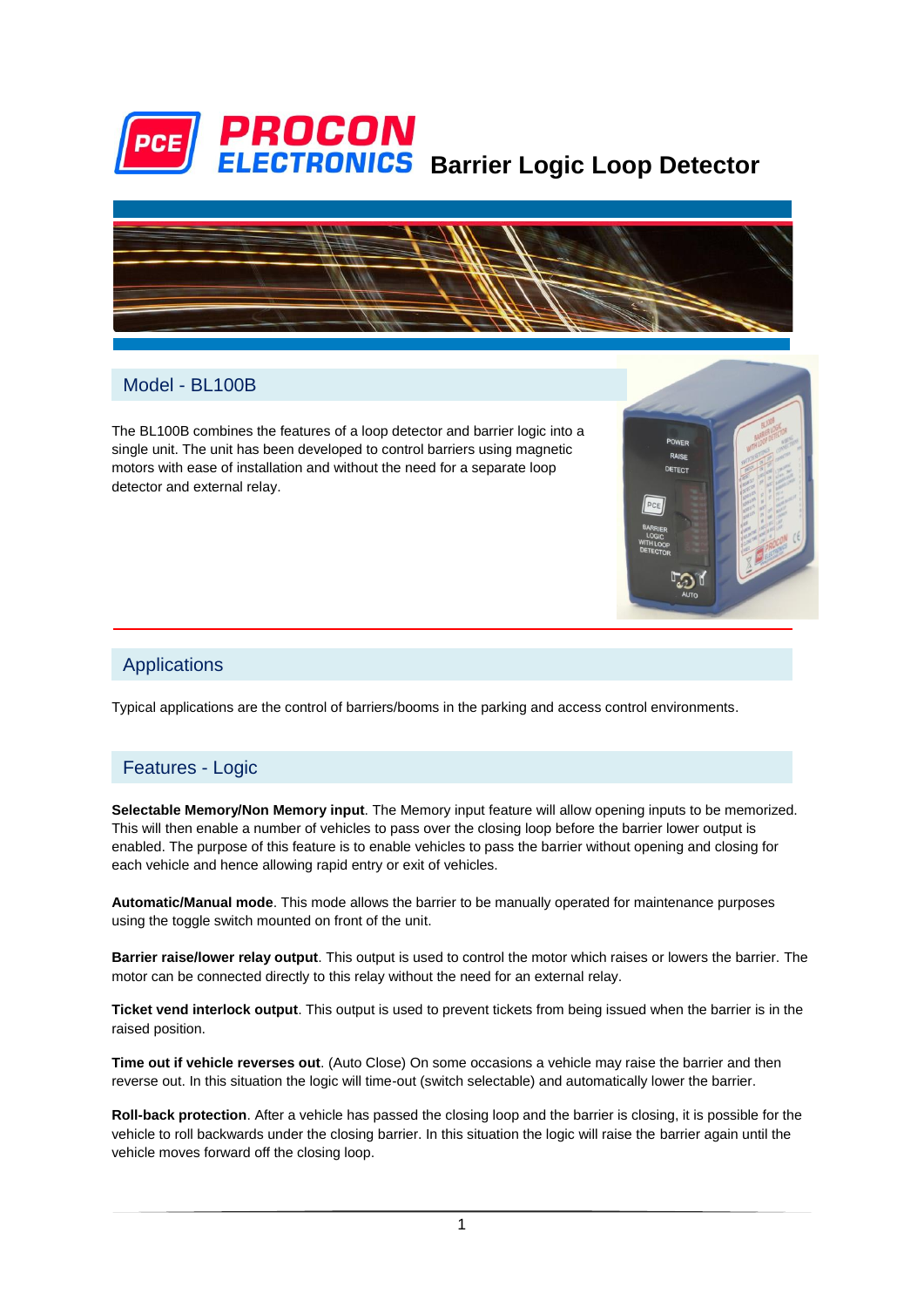# PROCON ELECTRONICS Barrier Logic Loop Detector

## Model - BL100B

The BL100B combines the features of a loop detector and barrier logic into a single unit. The unit has been developed to control barriers using magnetic motors with ease of installation and without the need for a separate loop detector and external relay.

## Applications

Typical applications are the control of barriers/booms in the parking and access control environments.

## Features - Logic

**Selectable Memory/Non Memory input**. The Memory input feature will allow opening inputs to be memorized. This will then enable a number of vehicles to pass over the closing loop before the barrier lower output is enabled. The purpose of this feature is to enable vehicles to pass the barrier without opening and closing for each vehicle and hence allowing rapid entry or exit of vehicles.

**Automatic/Manual mode**. This mode allows the barrier to be manually operated for maintenance purposes using the toggle switch mounted on front of the unit.

**Barrier raise/lower relay output**. This output is used to control the motor which raises or lowers the barrier. The motor can be connected directly to this relay without the need for an external relay.

**Ticket vend interlock output**. This output is used to prevent tickets from being issued when the barrier is in the raised position.

**Time out if vehicle reverses out**. (Auto Close) On some occasions a vehicle may raise the barrier and then reverse out. In this situation the logic will time-out (switch selectable) and automatically lower the barrier.

**Roll-back protection**. After a vehicle has passed the closing loop and the barrier is closing, it is possible for the vehicle to roll backwards under the closing barrier. In this situation the logic will raise the barrier again until the vehicle moves forward off the closing loop.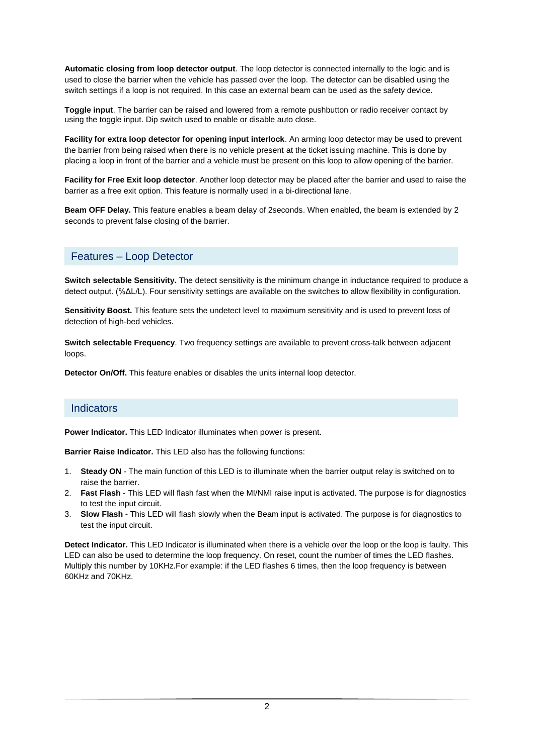**Automatic closing from loop detector output**. The loop detector is connected internally to the logic and is used to close the barrier when the vehicle has passed over the loop. The detector can be disabled using the switch settings if a loop is not required. In this case an external beam can be used as the safety device.

**Toggle input**. The barrier can be raised and lowered from a remote pushbutton or radio receiver contact by using the toggle input. Dip switch used to enable or disable auto close.

**Facility for extra loop detector for opening input interlock**. An arming loop detector may be used to prevent the barrier from being raised when there is no vehicle present at the ticket issuing machine. This is done by placing a loop in front of the barrier and a vehicle must be present on this loop to allow opening of the barrier.

**Facility for Free Exit loop detector**. Another loop detector may be placed after the barrier and used to raise the barrier as a free exit option. This feature is normally used in a bi-directional lane.

**Beam OFF Delay.** This feature enables a beam delay of 2seconds. When enabled, the beam is extended by 2 seconds to prevent false closing of the barrier.

## Features – Loop Detector

**Switch selectable Sensitivity.** The detect sensitivity is the minimum change in inductance required to produce a detect output. (%ΔL/L). Four sensitivity settings are available on the switches to allow flexibility in configuration.

**Sensitivity Boost.** This feature sets the undetect level to maximum sensitivity and is used to prevent loss of detection of high-bed vehicles.

**Switch selectable Frequency**. Two frequency settings are available to prevent cross-talk between adjacent loops.

**Detector On/Off.** This feature enables or disables the units internal loop detector.

## Indicators

**Power Indicator.** This LED Indicator illuminates when power is present.

**Barrier Raise Indicator.** This LED also has the following functions:

1. **Steady ON** - The main function of this LED is to illuminate when the barrier output relay is switched on to raise the barrier.
2. **Fast Flash** - This LED will flash fast when the MI/NMI raise input is activated. The purpose is for diagnostics to test the input circuit.
3. **Slow Flash** - This LED will flash slowly when the Beam input is activated. The purpose is for diagnostics to test the input circuit.

**Detect Indicator.** This LED Indicator is illuminated when there is a vehicle over the loop or the loop is faulty. This LED can also be used to determine the loop frequency. On reset, count the number of times the LED flashes. Multiply this number by 10KHz.For example: if the LED flashes 6 times, then the loop frequency is between 60KHz and 70KHz.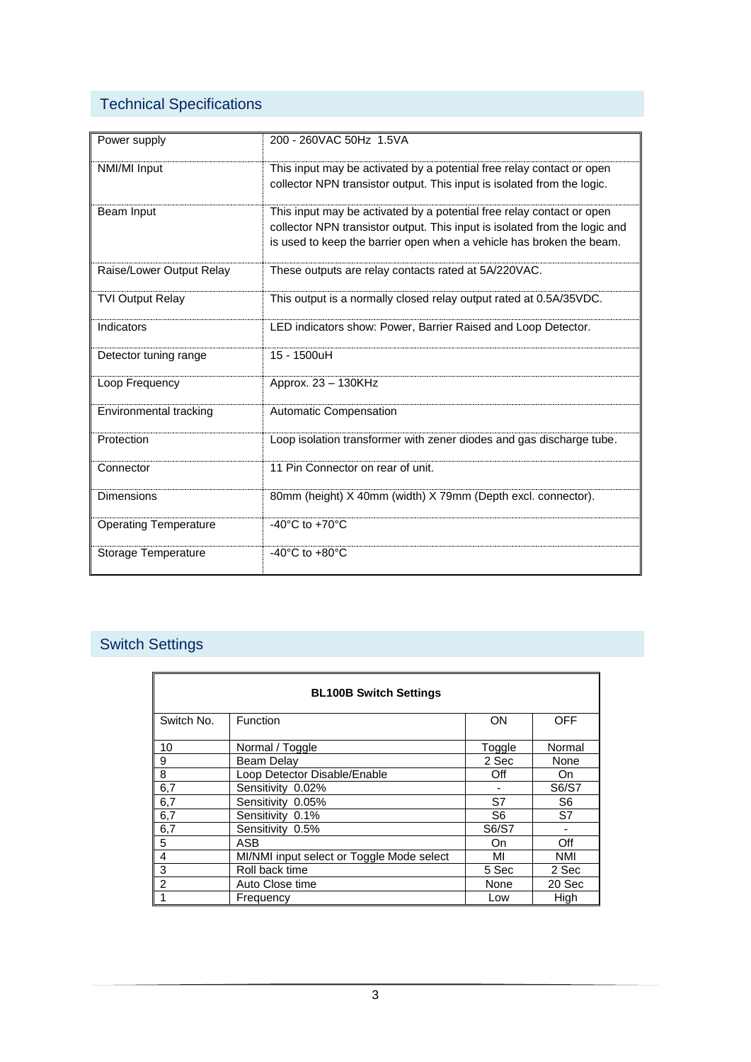## Technical Specifications

| | |
|---|---|
| Power supply | 200 - 260VAC 50Hz 1.5VA |
| NMI/MI Input | This input may be activated by a potential free relay contact or open collector NPN transistor output. This input is isolated from the logic. |
| Beam Input | This input may be activated by a potential free relay contact or open collector NPN transistor output. This input is isolated from the logic and is used to keep the barrier open when a vehicle has broken the beam. |
| Raise/Lower Output Relay | These outputs are relay contacts rated at 5A/220VAC. |
| TVI Output Relay | This output is a normally closed relay output rated at 0.5A/35VDC. |
| Indicators | LED indicators show: Power, Barrier Raised and Loop Detector. |
| Detector tuning range | 15 - 1500uH |
| Loop Frequency | Approx. 23 – 130KHz |
| Environmental tracking | Automatic Compensation |
| Protection | Loop isolation transformer with zener diodes and gas discharge tube. |
| Connector | 11 Pin Connector on rear of unit. |
| Dimensions | 80mm (height) X 40mm (width) X 79mm (Depth excl. connector). |
| Operating Temperature | -40°C to +70°C |
| Storage Temperature | -40°C to +80°C |

## Switch Settings

**BL100B Switch Settings**

| Switch No. | Function | ON | OFF |
|---|---|---|---|
| 10 | Normal / Toggle | Toggle | Normal |
| 9 | Beam Delay | 2 Sec | None |
| 8 | Loop Detector Disable/Enable | Off | On |
| 6,7 | Sensitivity 0.02% | - | S6/S7 |
| 6,7 | Sensitivity 0.05% | S7 | S6 |
| 6,7 | Sensitivity 0.1% | S6 | S7 |
| 6,7 | Sensitivity 0.5% | S6/S7 | - |
| 5 | ASB | On | Off |
| 4 | MI/NMI input select or Toggle Mode select | MI | NMI |
| 3 | Roll back time | 5 Sec | 2 Sec |
| 2 | Auto Close time | None | 20 Sec |
| 1 | Frequency | Low | High |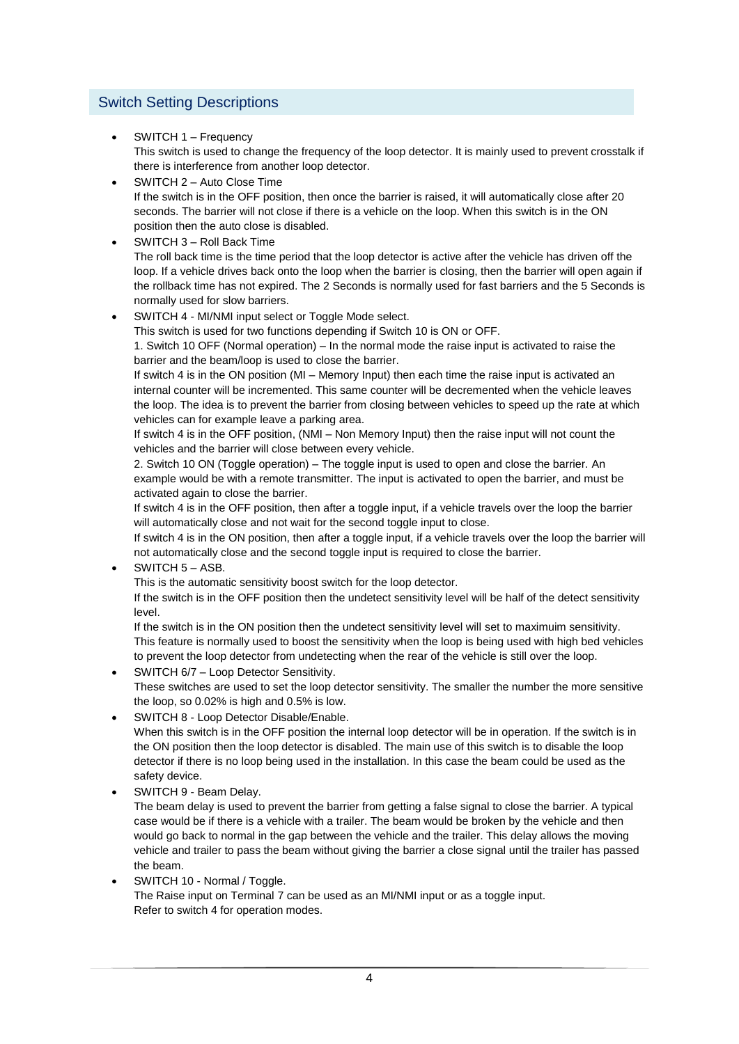## Switch Setting Descriptions

- SWITCH 1 – Frequency
  This switch is used to change the frequency of the loop detector. It is mainly used to prevent crosstalk if there is interference from another loop detector.
- SWITCH 2 – Auto Close Time
  If the switch is in the OFF position, then once the barrier is raised, it will automatically close after 20 seconds. The barrier will not close if there is a vehicle on the loop. When this switch is in the ON position then the auto close is disabled.
- SWITCH 3 – Roll Back Time
  The roll back time is the time period that the loop detector is active after the vehicle has driven off the loop. If a vehicle drives back onto the loop when the barrier is closing, then the barrier will open again if the rollback time has not expired. The 2 Seconds is normally used for fast barriers and the 5 Seconds is normally used for slow barriers.
- SWITCH 4 - MI/NMI input select or Toggle Mode select.
  This switch is used for two functions depending if Switch 10 is ON or OFF.
  1. Switch 10 OFF (Normal operation) – In the normal mode the raise input is activated to raise the barrier and the beam/loop is used to close the barrier.
  If switch 4 is in the ON position (MI – Memory Input) then each time the raise input is activated an internal counter will be incremented. This same counter will be decremented when the vehicle leaves the loop. The idea is to prevent the barrier from closing between vehicles to speed up the rate at which vehicles can for example leave a parking area.
  If switch 4 is in the OFF position, (NMI – Non Memory Input) then the raise input will not count the vehicles and the barrier will close between every vehicle.
  2. Switch 10 ON (Toggle operation) – The toggle input is used to open and close the barrier. An example would be with a remote transmitter. The input is activated to open the barrier, and must be activated again to close the barrier.
  If switch 4 is in the OFF position, then after a toggle input, if a vehicle travels over the loop the barrier will automatically close and not wait for the second toggle input to close.
  If switch 4 is in the ON position, then after a toggle input, if a vehicle travels over the loop the barrier will not automatically close and the second toggle input is required to close the barrier.
- SWITCH 5 – ASB.
  This is the automatic sensitivity boost switch for the loop detector.
  If the switch is in the OFF position then the undetect sensitivity level will be half of the detect sensitivity level.
  If the switch is in the ON position then the undetect sensitivity level will set to maximuim sensitivity. This feature is normally used to boost the sensitivity when the loop is being used with high bed vehicles to prevent the loop detector from undetecting when the rear of the vehicle is still over the loop.
- SWITCH 6/7 – Loop Detector Sensitivity.
  These switches are used to set the loop detector sensitivity. The smaller the number the more sensitive the loop, so 0.02% is high and 0.5% is low.
- SWITCH 8 - Loop Detector Disable/Enable.
  When this switch is in the OFF position the internal loop detector will be in operation. If the switch is in the ON position then the loop detector is disabled. The main use of this switch is to disable the loop detector if there is no loop being used in the installation. In this case the beam could be used as the safety device.
- SWITCH 9 - Beam Delay.
  The beam delay is used to prevent the barrier from getting a false signal to close the barrier. A typical case would be if there is a vehicle with a trailer. The beam would be broken by the vehicle and then would go back to normal in the gap between the vehicle and the trailer. This delay allows the moving vehicle and trailer to pass the beam without giving the barrier a close signal until the trailer has passed the beam.
- SWITCH 10 - Normal / Toggle.
  The Raise input on Terminal 7 can be used as an MI/NMI input or as a toggle input.
  Refer to switch 4 for operation modes.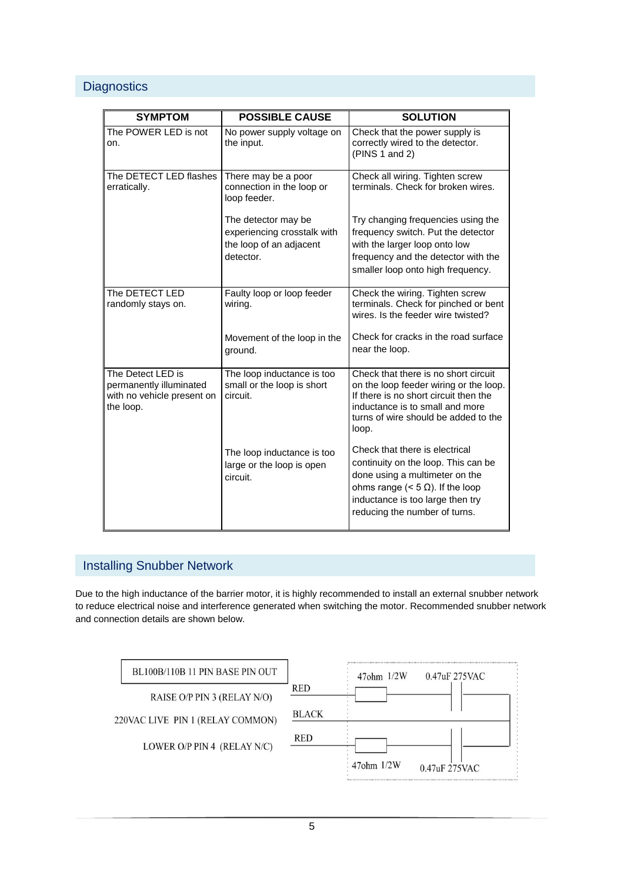## Diagnostics

| SYMPTOM | POSSIBLE CAUSE | SOLUTION |
|---|---|---|
| The POWER LED is not on. | No power supply voltage on the input. | Check that the power supply is correctly wired to the detector. (PINS 1 and 2) |
| The DETECT LED flashes erratically. | There may be a poor connection in the loop or loop feeder. | Check all wiring. Tighten screw terminals. Check for broken wires. |
| | The detector may be experiencing crosstalk with the loop of an adjacent detector. | Try changing frequencies using the frequency switch. Put the detector with the larger loop onto low frequency and the detector with the smaller loop onto high frequency. |
| The DETECT LED randomly stays on. | Faulty loop or loop feeder wiring. | Check the wiring. Tighten screw terminals. Check for pinched or bent wires. Is the feeder wire twisted? |
| | Movement of the loop in the ground. | Check for cracks in the road surface near the loop. |
| The Detect LED is permanently illuminated with no vehicle present on the loop. | The loop inductance is too small or the loop is short circuit. | Check that there is no short circuit on the loop feeder wiring or the loop. If there is no short circuit then the inductance is to small and more turns of wire should be added to the loop. |
| | The loop inductance is too large or the loop is open circuit. | Check that there is electrical continuity on the loop. This can be done using a multimeter on the ohms range (< 5 Ω). If the loop inductance is too large then try reducing the number of turns. |

## Installing Snubber Network

Due to the high inductance of the barrier motor, it is highly recommended to install an external snubber network to reduce electrical noise and interference generated when switching the motor. Recommended snubber network and connection details are shown below.

BL100B/110B 11 PIN BASE PIN OUT

- RAISE O/P PIN 3 (RELAY N/O) — RED — 47ohm 1/2W — 0.47uF 275VAC
- 220VAC LIVE PIN 1 (RELAY COMMON) — BLACK
- LOWER O/P PIN 4 (RELAY N/C) — RED — 47ohm 1/2W — 0.47uF 275VAC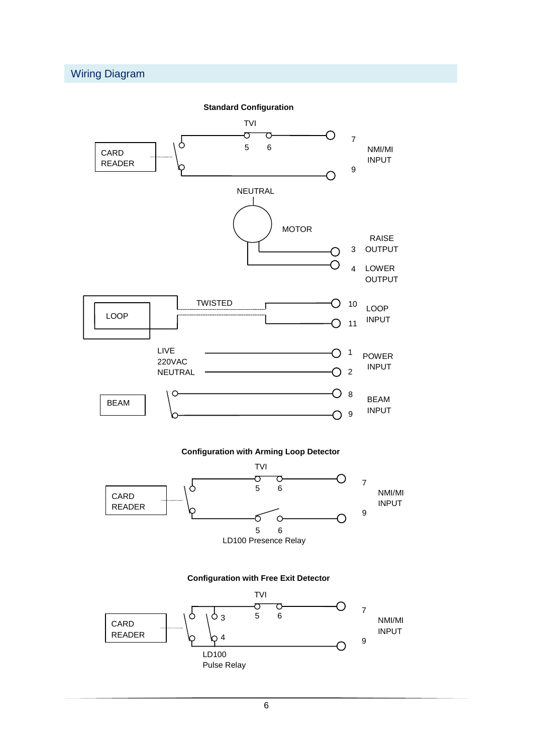## Wiring Diagram

**Standard Configuration**

TVI

5 6

7

CARD READER

NMI/MI INPUT

9

NEUTRAL

MOTOR

3 RAISE OUTPUT

4 LOWER OUTPUT

LOOP

TWISTED

10 LOOP INPUT

11

LIVE
220VAC
NEUTRAL

1 POWER INPUT

2

BEAM

8 BEAM INPUT

9

**Configuration with Arming Loop Detector**

TVI

5 6

7

CARD READER

NMI/MI INPUT

9

5 6

LD100 Presence Relay

**Configuration with Free Exit Detector**

TVI

5 6

7

CARD READER

3

NMI/MI INPUT

4

9

LD100
Pulse Relay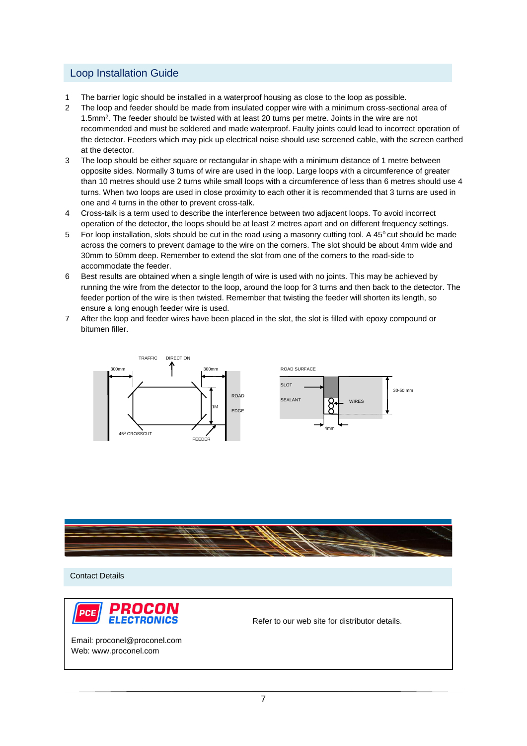## Loop Installation Guide

1. The barrier logic should be installed in a waterproof housing as close to the loop as possible.
2. The loop and feeder should be made from insulated copper wire with a minimum cross-sectional area of 1.5mm$^2$. The feeder should be twisted with at least 20 turns per metre. Joints in the wire are not recommended and must be soldered and made waterproof. Faulty joints could lead to incorrect operation of the detector. Feeders which may pick up electrical noise should use screened cable, with the screen earthed at the detector.
3. The loop should be either square or rectangular in shape with a minimum distance of 1 metre between opposite sides. Normally 3 turns of wire are used in the loop. Large loops with a circumference of greater than 10 metres should use 2 turns while small loops with a circumference of less than 6 metres should use 4 turns. When two loops are used in close proximity to each other it is recommended that 3 turns are used in one and 4 turns in the other to prevent cross-talk.
4. Cross-talk is a term used to describe the interference between two adjacent loops. To avoid incorrect operation of the detector, the loops should be at least 2 metres apart and on different frequency settings.
5. For loop installation, slots should be cut in the road using a masonry cutting tool. A 45° cut should be made across the corners to prevent damage to the wire on the corners. The slot should be about 4mm wide and 30mm to 50mm deep. Remember to extend the slot from one of the corners to the road-side to accommodate the feeder.
6. Best results are obtained when a single length of wire is used with no joints. This may be achieved by running the wire from the detector to the loop, around the loop for 3 turns and then back to the detector. The feeder portion of the wire is then twisted. Remember that twisting the feeder will shorten its length, so ensure a long enough feeder wire is used.
7. After the loop and feeder wires have been placed in the slot, the slot is filled with epoxy compound or bitumen filler.

TRAFFIC DIRECTION
300mm
300mm
ROAD EDGE
1M
45° CROSSCUT
FEEDER

ROAD SURFACE
SLOT
SEALANT
WIRES
30-50 mm
4mm

## Contact Details

PCE PROCON ELECTRONICS

Email: proconel@proconel.com
Web: www.proconel.com

Refer to our web site for distributor details.